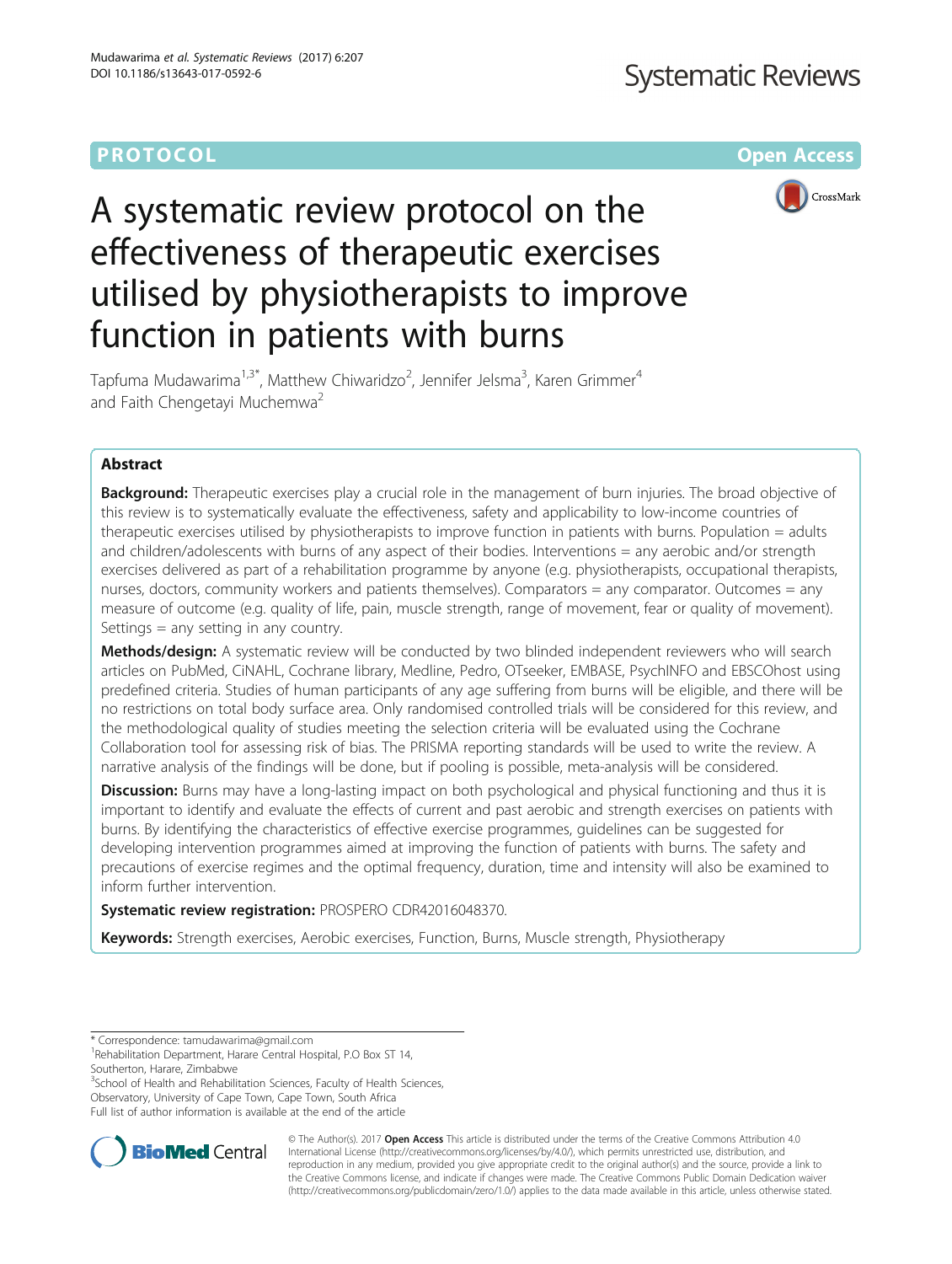PROTOCOL

Open Access

# A systematic review protocol on the effectiveness of therapeutic exercises utilised by physiotherapists to improve function in patients with burns

Tapfuma Mudawarima[1,3*], Matthew Chiwaridzo[2], Jennifer Jelsma[3], Karen Grimmer[4] and Faith Chengetayi Muchemwa[2]

## Abstract

**Background:** Therapeutic exercises play a crucial role in the management of burn injuries. The broad objective of this review is to systematically evaluate the effectiveness, safety and applicability to low-income countries of therapeutic exercises utilised by physiotherapists to improve function in patients with burns. Population = adults and children/adolescents with burns of any aspect of their bodies. Interventions = any aerobic and/or strength exercises delivered as part of a rehabilitation programme by anyone (e.g. physiotherapists, occupational therapists, nurses, doctors, community workers and patients themselves). Comparators = any comparator. Outcomes = any measure of outcome (e.g. quality of life, pain, muscle strength, range of movement, fear or quality of movement). Settings = any setting in any country.

**Methods/design:** A systematic review will be conducted by two blinded independent reviewers who will search articles on PubMed, CiNAHL, Cochrane library, Medline, Pedro, OTseeker, EMBASE, PsychINFO and EBSCOhost using predefined criteria. Studies of human participants of any age suffering from burns will be eligible, and there will be no restrictions on total body surface area. Only randomised controlled trials will be considered for this review, and the methodological quality of studies meeting the selection criteria will be evaluated using the Cochrane Collaboration tool for assessing risk of bias. The PRISMA reporting standards will be used to write the review. A narrative analysis of the findings will be done, but if pooling is possible, meta-analysis will be considered.

**Discussion:** Burns may have a long-lasting impact on both psychological and physical functioning and thus it is important to identify and evaluate the effects of current and past aerobic and strength exercises on patients with burns. By identifying the characteristics of effective exercise programmes, guidelines can be suggested for developing intervention programmes aimed at improving the function of patients with burns. The safety and precautions of exercise regimes and the optimal frequency, duration, time and intensity will also be examined to inform further intervention.

**Systematic review registration:** PROSPERO CDR42016048370.

**Keywords:** Strength exercises, Aerobic exercises, Function, Burns, Muscle strength, Physiotherapy

---

\* Correspondence: tamudawarima@gmail.com

[1]Rehabilitation Department, Harare Central Hospital, P.O Box ST 14, Southerton, Harare, Zimbabwe

[3]School of Health and Rehabilitation Sciences, Faculty of Health Sciences, Observatory, University of Cape Town, Cape Town, South Africa

Full list of author information is available at the end of the article

© The Author(s). 2017 **Open Access** This article is distributed under the terms of the Creative Commons Attribution 4.0 International License (http://creativecommons.org/licenses/by/4.0/), which permits unrestricted use, distribution, and reproduction in any medium, provided you give appropriate credit to the original author(s) and the source, provide a link to the Creative Commons license, and indicate if changes were made. The Creative Commons Public Domain Dedication waiver (http://creativecommons.org/publicdomain/zero/1.0/) applies to the data made available in this article, unless otherwise stated.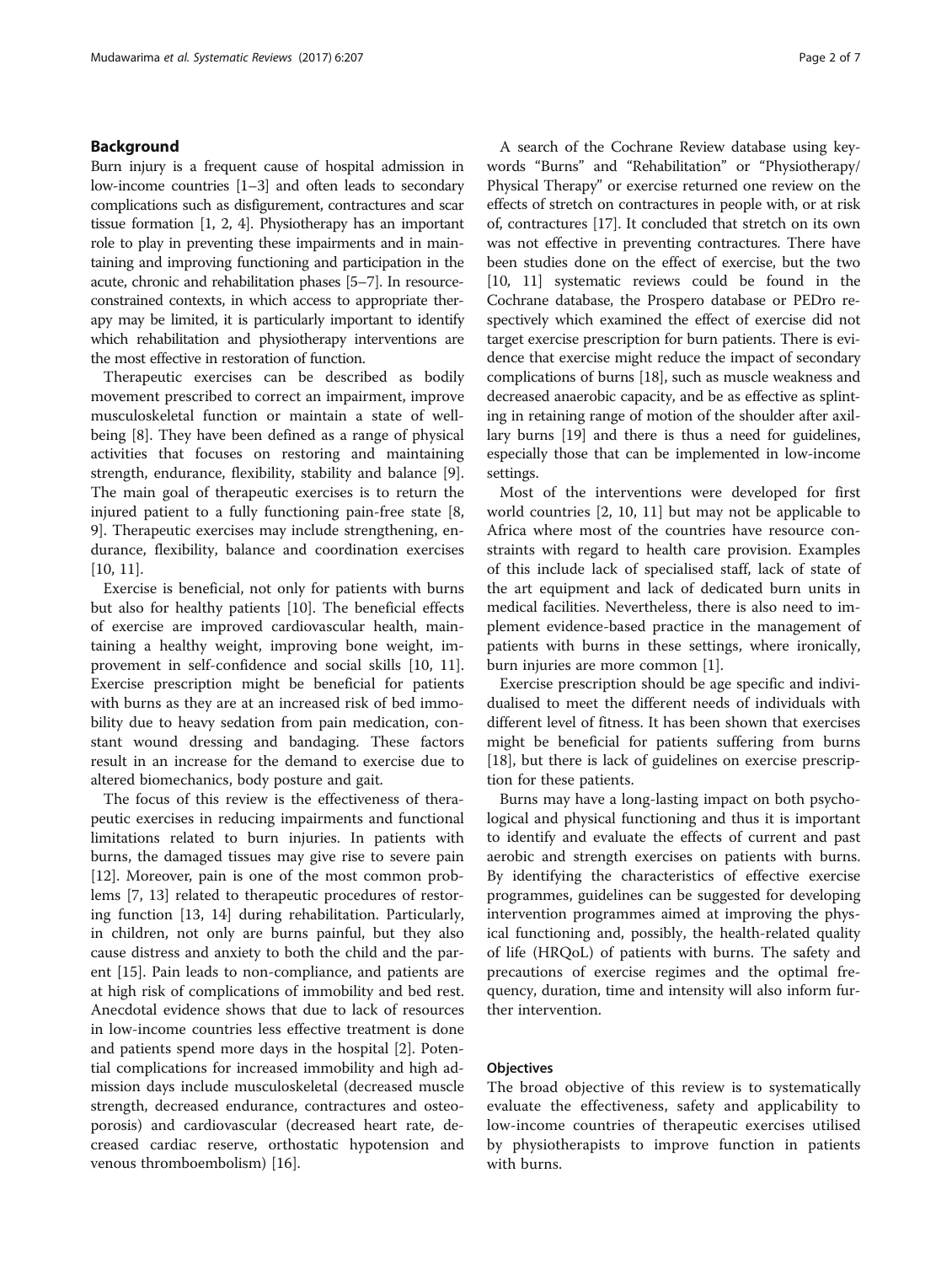## Background

Burn injury is a frequent cause of hospital admission in low-income countries [1–3] and often leads to secondary complications such as disfigurement, contractures and scar tissue formation [1, 2, 4]. Physiotherapy has an important role to play in preventing these impairments and in maintaining and improving functioning and participation in the acute, chronic and rehabilitation phases [5–7]. In resource-constrained contexts, in which access to appropriate therapy may be limited, it is particularly important to identify which rehabilitation and physiotherapy interventions are the most effective in restoration of function.

Therapeutic exercises can be described as bodily movement prescribed to correct an impairment, improve musculoskeletal function or maintain a state of well-being [8]. They have been defined as a range of physical activities that focuses on restoring and maintaining strength, endurance, flexibility, stability and balance [9]. The main goal of therapeutic exercises is to return the injured patient to a fully functioning pain-free state [8, 9]. Therapeutic exercises may include strengthening, endurance, flexibility, balance and coordination exercises [10, 11].

Exercise is beneficial, not only for patients with burns but also for healthy patients [10]. The beneficial effects of exercise are improved cardiovascular health, maintaining a healthy weight, improving bone weight, improvement in self-confidence and social skills [10, 11]. Exercise prescription might be beneficial for patients with burns as they are at an increased risk of bed immobility due to heavy sedation from pain medication, constant wound dressing and bandaging. These factors result in an increase for the demand to exercise due to altered biomechanics, body posture and gait.

The focus of this review is the effectiveness of therapeutic exercises in reducing impairments and functional limitations related to burn injuries. In patients with burns, the damaged tissues may give rise to severe pain [12]. Moreover, pain is one of the most common problems [7, 13] related to therapeutic procedures of restoring function [13, 14] during rehabilitation. Particularly, in children, not only are burns painful, but they also cause distress and anxiety to both the child and the parent [15]. Pain leads to non-compliance, and patients are at high risk of complications of immobility and bed rest. Anecdotal evidence shows that due to lack of resources in low-income countries less effective treatment is done and patients spend more days in the hospital [2]. Potential complications for increased immobility and high admission days include musculoskeletal (decreased muscle strength, decreased endurance, contractures and osteoporosis) and cardiovascular (decreased heart rate, decreased cardiac reserve, orthostatic hypotension and venous thromboembolism) [16].

A search of the Cochrane Review database using keywords "Burns" and "Rehabilitation" or "Physiotherapy/Physical Therapy" or exercise returned one review on the effects of stretch on contractures in people with, or at risk of, contractures [17]. It concluded that stretch on its own was not effective in preventing contractures. There have been studies done on the effect of exercise, but the two [10, 11] systematic reviews could be found in the Cochrane database, the Prospero database or PEDro respectively which examined the effect of exercise did not target exercise prescription for burn patients. There is evidence that exercise might reduce the impact of secondary complications of burns [18], such as muscle weakness and decreased anaerobic capacity, and be as effective as splinting in retaining range of motion of the shoulder after axillary burns [19] and there is thus a need for guidelines, especially those that can be implemented in low-income settings.

Most of the interventions were developed for first world countries [2, 10, 11] but may not be applicable to Africa where most of the countries have resource constraints with regard to health care provision. Examples of this include lack of specialised staff, lack of state of the art equipment and lack of dedicated burn units in medical facilities. Nevertheless, there is also need to implement evidence-based practice in the management of patients with burns in these settings, where ironically, burn injuries are more common [1].

Exercise prescription should be age specific and individualised to meet the different needs of individuals with different level of fitness. It has been shown that exercises might be beneficial for patients suffering from burns [18], but there is lack of guidelines on exercise prescription for these patients.

Burns may have a long-lasting impact on both psychological and physical functioning and thus it is important to identify and evaluate the effects of current and past aerobic and strength exercises on patients with burns. By identifying the characteristics of effective exercise programmes, guidelines can be suggested for developing intervention programmes aimed at improving the physical functioning and, possibly, the health-related quality of life (HRQoL) of patients with burns. The safety and precautions of exercise regimes and the optimal frequency, duration, time and intensity will also inform further intervention.

### Objectives

The broad objective of this review is to systematically evaluate the effectiveness, safety and applicability to low-income countries of therapeutic exercises utilised by physiotherapists to improve function in patients with burns.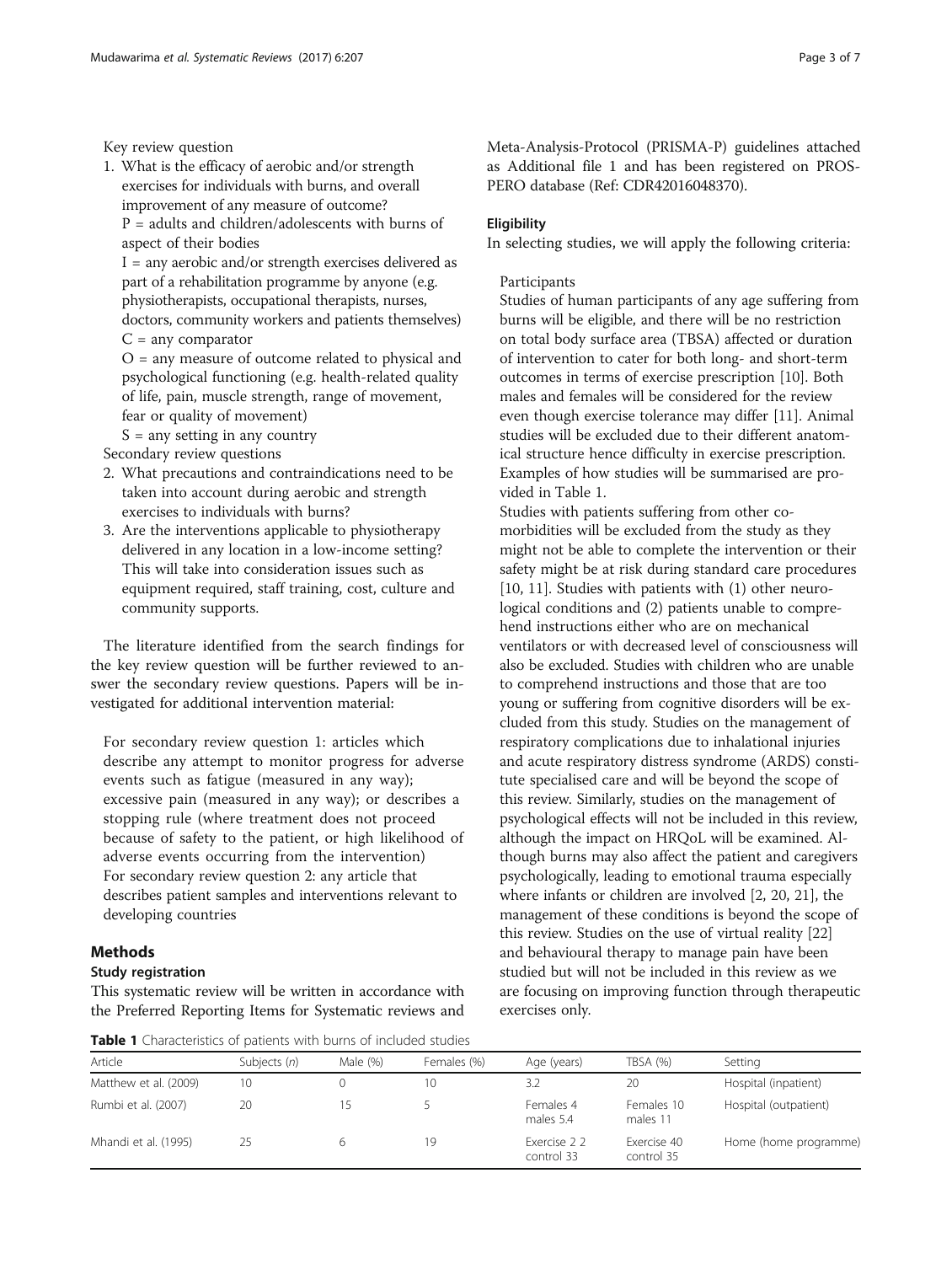Key review question

1. What is the efficacy of aerobic and/or strength exercises for individuals with burns, and overall improvement of any measure of outcome?
   P = adults and children/adolescents with burns of aspect of their bodies
   I = any aerobic and/or strength exercises delivered as part of a rehabilitation programme by anyone (e.g. physiotherapists, occupational therapists, nurses, doctors, community workers and patients themselves)
   C = any comparator
   O = any measure of outcome related to physical and psychological functioning (e.g. health-related quality of life, pain, muscle strength, range of movement, fear or quality of movement)
   S = any setting in any country

Secondary review questions

2. What precautions and contraindications need to be taken into account during aerobic and strength exercises to individuals with burns?
3. Are the interventions applicable to physiotherapy delivered in any location in a low-income setting? This will take into consideration issues such as equipment required, staff training, cost, culture and community supports.

The literature identified from the search findings for the key review question will be further reviewed to answer the secondary review questions. Papers will be investigated for additional intervention material:

For secondary review question 1: articles which describe any attempt to monitor progress for adverse events such as fatigue (measured in any way); excessive pain (measured in any way); or describes a stopping rule (where treatment does not proceed because of safety to the patient, or high likelihood of adverse events occurring from the intervention)
For secondary review question 2: any article that describes patient samples and interventions relevant to developing countries

## Methods

### Study registration

This systematic review will be written in accordance with the Preferred Reporting Items for Systematic reviews and Meta-Analysis-Protocol (PRISMA-P) guidelines attached as Additional file 1 and has been registered on PROSPERO database (Ref: CDR42016048370).

### Eligibility

In selecting studies, we will apply the following criteria:

Participants

Studies of human participants of any age suffering from burns will be eligible, and there will be no restriction on total body surface area (TBSA) affected or duration of intervention to cater for both long- and short-term outcomes in terms of exercise prescription [10]. Both males and females will be considered for the review even though exercise tolerance may differ [11]. Animal studies will be excluded due to their different anatomical structure hence difficulty in exercise prescription. Examples of how studies will be summarised are provided in Table 1.

Studies with patients suffering from other co-morbidities will be excluded from the study as they might not be able to complete the intervention or their safety might be at risk during standard care procedures [10, 11]. Studies with patients with (1) other neurological conditions and (2) patients unable to comprehend instructions either who are on mechanical ventilators or with decreased level of consciousness will also be excluded. Studies with children who are unable to comprehend instructions and those that are too young or suffering from cognitive disorders will be excluded from this study. Studies on the management of respiratory complications due to inhalational injuries and acute respiratory distress syndrome (ARDS) constitute specialised care and will be beyond the scope of this review. Similarly, studies on the management of psychological effects will not be included in this review, although the impact on HRQoL will be examined. Although burns may also affect the patient and caregivers psychologically, leading to emotional trauma especially where infants or children are involved [2, 20, 21], the management of these conditions is beyond the scope of this review. Studies on the use of virtual reality [22] and behavioural therapy to manage pain have been studied but will not be included in this review as we are focusing on improving function through therapeutic exercises only.

**Table 1** Characteristics of patients with burns of included studies

| Article | Subjects (*n*) | Male (%) | Females (%) | Age (years) | TBSA (%) | Setting |
|---|---|---|---|---|---|---|
| Matthew et al. (2009) | 10 | 0 | 10 | 3.2 | 20 | Hospital (inpatient) |
| Rumbi et al. (2007) | 20 | 15 | 5 | Females 4 males 5.4 | Females 10 males 11 | Hospital (outpatient) |
| Mhandi et al. (1995) | 25 | 6 | 19 | Exercise 2 2 control 33 | Exercise 40 control 35 | Home (home programme) |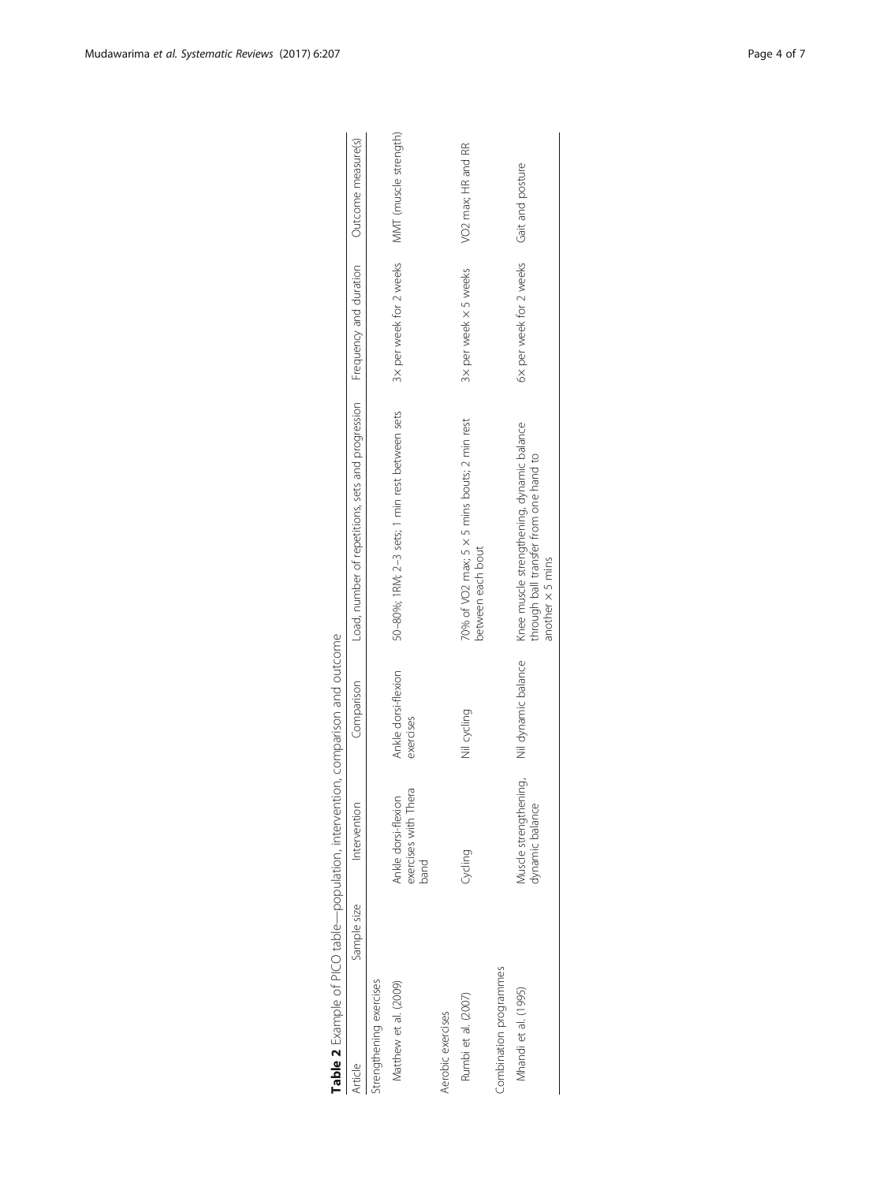**Table 2** Example of PICO table—population, intervention, comparison and outcome

| Article | Sample size | Intervention | Comparison | Load, number of repetitions, sets and progression | Frequency and duration | Outcome measure(s) |
|---|---|---|---|---|---|---|
| Strengthening exercises | | | | | | |
| Matthew et al. (2009) | | Ankle dorsi-flexion exercises with Thera band | Ankle dorsi-flexion exercises | 50–80%; 1RM; 2–3 sets; 1 min rest between sets | 3× per week for 2 weeks | MMT (muscle strength) |
| Aerobic exercises | | | | | | |
| Rumbi et al. (2007) | | Cycling | Nil cycling | 70% of VO2 max; 5 × 5 mins bouts; 2 min rest between each bout | 3× per week × 5 weeks | VO2 max; HR and RR |
| Combination programmes | | | | | | |
| Mhandi et al. (1995) | | Muscle strengthening, dynamic balance | Nil dynamic balance | Knee muscle strengthening, dynamic balance through ball transfer from one hand to another × 5 mins | 6× per week for 2 weeks | Gait and posture |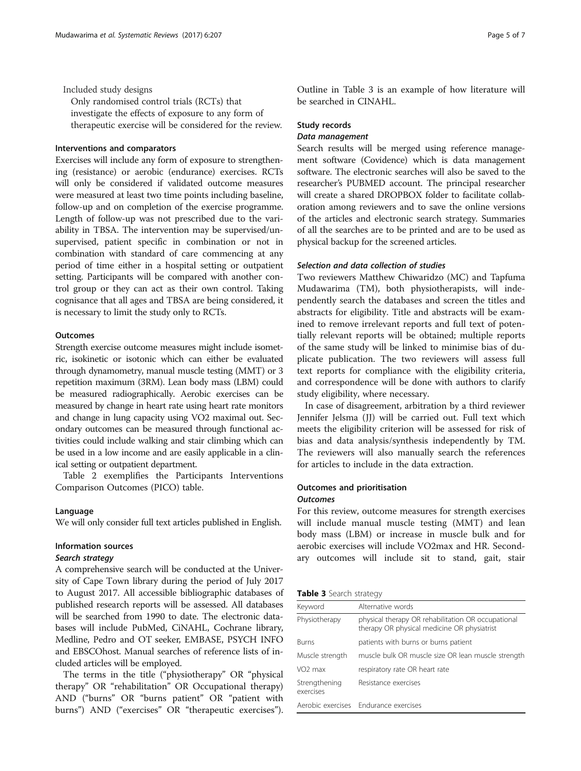Included study designs

Only randomised control trials (RCTs) that investigate the effects of exposure to any form of therapeutic exercise will be considered for the review.

### Interventions and comparators

Exercises will include any form of exposure to strengthening (resistance) or aerobic (endurance) exercises. RCTs will only be considered if validated outcome measures were measured at least two time points including baseline, follow-up and on completion of the exercise programme. Length of follow-up was not prescribed due to the variability in TBSA. The intervention may be supervised/unsupervised, patient specific in combination or not in combination with standard of care commencing at any period of time either in a hospital setting or outpatient setting. Participants will be compared with another control group or they can act as their own control. Taking cognisance that all ages and TBSA are being considered, it is necessary to limit the study only to RCTs.

### Outcomes

Strength exercise outcome measures might include isometric, isokinetic or isotonic which can either be evaluated through dynamometry, manual muscle testing (MMT) or 3 repetition maximum (3RM). Lean body mass (LBM) could be measured radiographically. Aerobic exercises can be measured by change in heart rate using heart rate monitors and change in lung capacity using VO2 maximal out. Secondary outcomes can be measured through functional activities could include walking and stair climbing which can be used in a low income and are easily applicable in a clinical setting or outpatient department.

Table 2 exemplifies the Participants Interventions Comparison Outcomes (PICO) table.

### Language

We will only consider full text articles published in English.

### Information sources

#### *Search strategy*

A comprehensive search will be conducted at the University of Cape Town library during the period of July 2017 to August 2017. All accessible bibliographic databases of published research reports will be assessed. All databases will be searched from 1990 to date. The electronic databases will include PubMed, CiNAHL, Cochrane library, Medline, Pedro and OT seeker, EMBASE, PSYCH INFO and EBSCOhost. Manual searches of reference lists of included articles will be employed.

The terms in the title ("physiotherapy" OR "physical therapy" OR "rehabilitation" OR Occupational therapy) AND ("burns" OR "burns patient" OR "patient with burns") AND ("exercises" OR "therapeutic exercises"). Outline in Table 3 is an example of how literature will be searched in CINAHL.

### Study records

#### *Data management*

Search results will be merged using reference management software (Covidence) which is data management software. The electronic searches will also be saved to the researcher's PUBMED account. The principal researcher will create a shared DROPBOX folder to facilitate collaboration among reviewers and to save the online versions of the articles and electronic search strategy. Summaries of all the searches are to be printed and are to be used as physical backup for the screened articles.

#### *Selection and data collection of studies*

Two reviewers Matthew Chiwaridzo (MC) and Tapfuma Mudawarima (TM), both physiotherapists, will independently search the databases and screen the titles and abstracts for eligibility. Title and abstracts will be examined to remove irrelevant reports and full text of potentially relevant reports will be obtained; multiple reports of the same study will be linked to minimise bias of duplicate publication. The two reviewers will assess full text reports for compliance with the eligibility criteria, and correspondence will be done with authors to clarify study eligibility, where necessary.

In case of disagreement, arbitration by a third reviewer Jennifer Jelsma (JJ) will be carried out. Full text which meets the eligibility criterion will be assessed for risk of bias and data analysis/synthesis independently by TM. The reviewers will also manually search the references for articles to include in the data extraction.

### Outcomes and prioritisation

#### *Outcomes*

For this review, outcome measures for strength exercises will include manual muscle testing (MMT) and lean body mass (LBM) or increase in muscle bulk and for aerobic exercises will include VO2max and HR. Secondary outcomes will include sit to stand, gait, stair

**Table 3** Search strategy

| Keyword | Alternative words |
|---|---|
| Physiotherapy | physical therapy OR rehabilitation OR occupational therapy OR physical medicine OR physiatrist |
| Burns | patients with burns or burns patient |
| Muscle strength | muscle bulk OR muscle size OR lean muscle strength |
| VO2 max | respiratory rate OR heart rate |
| Strengthening exercises | Resistance exercises |
| Aerobic exercises | Endurance exercises |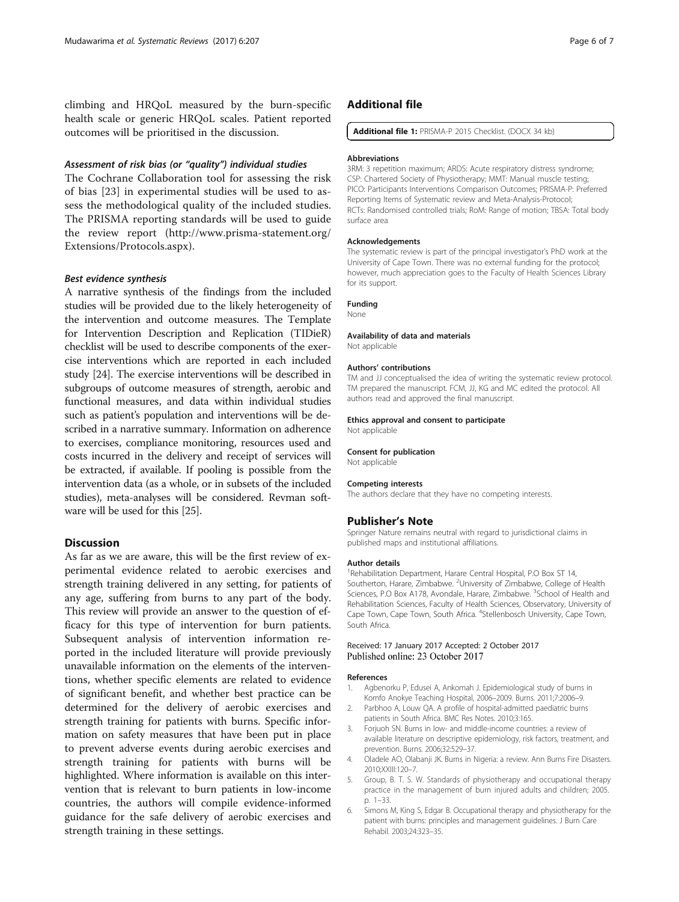climbing and HRQoL measured by the burn-specific health scale or generic HRQoL scales. Patient reported outcomes will be prioritised in the discussion.

#### *Assessment of risk bias (or "quality") individual studies*

The Cochrane Collaboration tool for assessing the risk of bias [23] in experimental studies will be used to assess the methodological quality of the included studies. The PRISMA reporting standards will be used to guide the review report (http://www.prisma-statement.org/Extensions/Protocols.aspx).

#### *Best evidence synthesis*

A narrative synthesis of the findings from the included studies will be provided due to the likely heterogeneity of the intervention and outcome measures. The Template for Intervention Description and Replication (TIDieR) checklist will be used to describe components of the exercise interventions which are reported in each included study [24]. The exercise interventions will be described in subgroups of outcome measures of strength, aerobic and functional measures, and data within individual studies such as patient's population and interventions will be described in a narrative summary. Information on adherence to exercises, compliance monitoring, resources used and costs incurred in the delivery and receipt of services will be extracted, if available. If pooling is possible from the intervention data (as a whole, or in subsets of the included studies), meta-analyses will be considered. Revman software will be used for this [25].

## Discussion

As far as we are aware, this will be the first review of experimental evidence related to aerobic exercises and strength training delivered in any setting, for patients of any age, suffering from burns to any part of the body. This review will provide an answer to the question of efficacy for this type of intervention for burn patients. Subsequent analysis of intervention information reported in the included literature will provide previously unavailable information on the elements of the interventions, whether specific elements are related to evidence of significant benefit, and whether best practice can be determined for the delivery of aerobic exercises and strength training for patients with burns. Specific information on safety measures that have been put in place to prevent adverse events during aerobic exercises and strength training for patients with burns will be highlighted. Where information is available on this intervention that is relevant to burn patients in low-income countries, the authors will compile evidence-informed guidance for the safe delivery of aerobic exercises and strength training in these settings.

## Additional file

**Additional file 1:** PRISMA-P 2015 Checklist. (DOCX 34 kb)

#### Abbreviations

3RM: 3 repetition maximum; ARDS: Acute respiratory distress syndrome; CSP: Chartered Society of Physiotherapy; MMT: Manual muscle testing; PICO: Participants Interventions Comparison Outcomes; PRISMA-P: Preferred Reporting Items of Systematic review and Meta-Analysis-Protocol; RCTs: Randomised controlled trials; RoM: Range of motion; TBSA: Total body surface area

#### Acknowledgements

The systematic review is part of the principal investigator's PhD work at the University of Cape Town. There was no external funding for the protocol; however, much appreciation goes to the Faculty of Health Sciences Library for its support.

#### Funding

None

#### Availability of data and materials

Not applicable

#### Authors' contributions

TM and JJ conceptualised the idea of writing the systematic review protocol. TM prepared the manuscript. FCM, JJ, KG and MC edited the protocol. All authors read and approved the final manuscript.

#### Ethics approval and consent to participate

Not applicable

#### Consent for publication

Not applicable

#### Competing interests

The authors declare that they have no competing interests.

## Publisher's Note

Springer Nature remains neutral with regard to jurisdictional claims in published maps and institutional affiliations.

#### Author details

[1]Rehabilitation Department, Harare Central Hospital, P.O Box ST 14, Southerton, Harare, Zimbabwe. [2]University of Zimbabwe, College of Health Sciences, P.O Box A178, Avondale, Harare, Zimbabwe. [3]School of Health and Rehabilitation Sciences, Faculty of Health Sciences, Observatory, University of Cape Town, Cape Town, South Africa. [4]Stellenbosch University, Cape Town, South Africa.

Received: 17 January 2017 Accepted: 2 October 2017
Published online: 23 October 2017

#### References

1. Agbenorku P, Edusei A, Ankomah J. Epidemiological study of burns in Komfo Anokye Teaching Hospital, 2006–2009. Burns. 2011;7:2006–9.
2. Parbhoo A, Louw QA. A profile of hospital-admitted paediatric burns patients in South Africa. BMC Res Notes. 2010;3:165.
3. Forjuoh SN. Burns in low- and middle-income countries: a review of available literature on descriptive epidemiology, risk factors, treatment, and prevention. Burns. 2006;32:529–37.
4. Oladele AO, Olabanji JK. Burns in Nigeria: a review. Ann Burns Fire Disasters. 2010;XXIII:120–7.
5. Group, B. T. S. W. Standards of physiotherapy and occupational therapy practice in the management of burn injured adults and children; 2005. p. 1–33.
6. Simons M, King S, Edgar B. Occupational therapy and physiotherapy for the patient with burns: principles and management guidelines. J Burn Care Rehabil. 2003;24:323–35.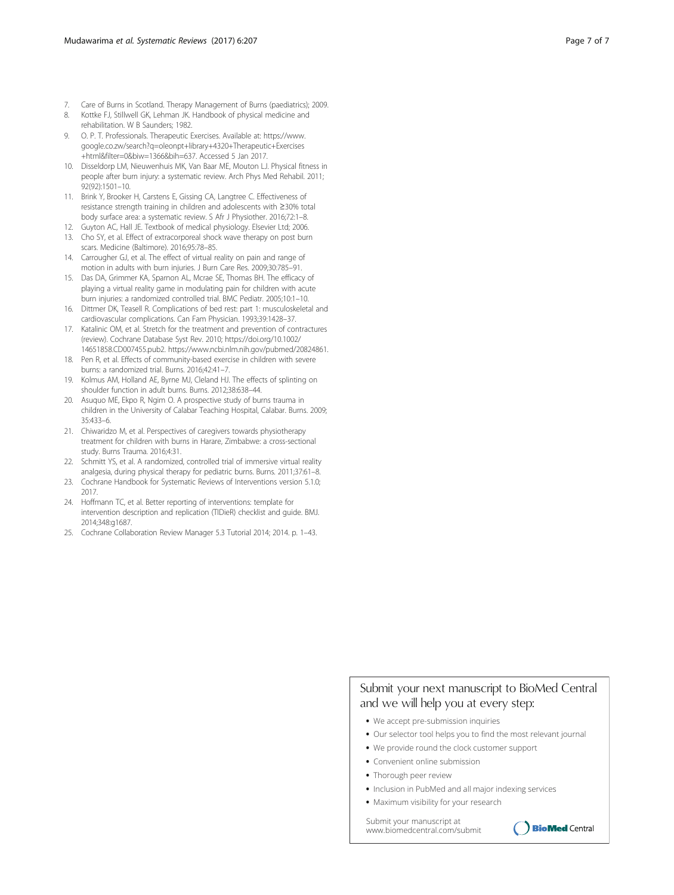7. Care of Burns in Scotland. Therapy Management of Burns (paediatrics); 2009.
8. Kottke FJ, Stillwell GK, Lehman JK. Handbook of physical medicine and rehabilitation. W B Saunders; 1982.
9. O. P. T. Professionals. Therapeutic Exercises. Available at: https://www.google.co.zw/search?q=oleonpt+library+4320+Therapeutic+Exercises+html&filter=0&biw=1366&bih=637. Accessed 5 Jan 2017.
10. Disseldorp LM, Nieuwenhuis MK, Van Baar ME, Mouton LJ. Physical fitness in people after burn injury: a systematic review. Arch Phys Med Rehabil. 2011; 92(92):1501–10.
11. Brink Y, Brooker H, Carstens E, Gissing CA, Langtree C. Effectiveness of resistance strength training in children and adolescents with ≥30% total body surface area: a systematic review. S Afr J Physiother. 2016;72:1–8.
12. Guyton AC, Hall JE. Textbook of medical physiology. Elsevier Ltd; 2006.
13. Cho SY, et al. Effect of extracorporeal shock wave therapy on post burn scars. Medicine (Baltimore). 2016;95:78–85.
14. Carrougher GJ, et al. The effect of virtual reality on pain and range of motion in adults with burn injuries. J Burn Care Res. 2009;30:785–91.
15. Das DA, Grimmer KA, Sparnon AL, Mcrae SE, Thomas BH. The efficacy of playing a virtual reality game in modulating pain for children with acute burn injuries: a randomized controlled trial. BMC Pediatr. 2005;10:1–10.
16. Dittmer DK, Teasell R. Complications of bed rest: part 1: musculoskeletal and cardiovascular complications. Can Fam Physician. 1993;39:1428–37.
17. Katalinic OM, et al. Stretch for the treatment and prevention of contractures (review). Cochrane Database Syst Rev. 2010; https://doi.org/10.1002/14651858.CD007455.pub2. https://www.ncbi.nlm.nih.gov/pubmed/20824861.
18. Pen R, et al. Effects of community-based exercise in children with severe burns: a randomized trial. Burns. 2016;42:41–7.
19. Kolmus AM, Holland AE, Byrne MJ, Cleland HJ. The effects of splinting on shoulder function in adult burns. Burns. 2012;38:638–44.
20. Asuquo ME, Ekpo R, Ngim O. A prospective study of burns trauma in children in the University of Calabar Teaching Hospital, Calabar. Burns. 2009; 35:433–6.
21. Chiwaridzo M, et al. Perspectives of caregivers towards physiotherapy treatment for children with burns in Harare, Zimbabwe: a cross-sectional study. Burns Trauma. 2016;4:31.
22. Schmitt YS, et al. A randomized, controlled trial of immersive virtual reality analgesia, during physical therapy for pediatric burns. Burns. 2011;37:61–8.
23. Cochrane Handbook for Systematic Reviews of Interventions version 5.1.0; 2017.
24. Hoffmann TC, et al. Better reporting of interventions: template for intervention description and replication (TIDieR) checklist and guide. BMJ. 2014;348:g1687.
25. Cochrane Collaboration Review Manager 5.3 Tutorial 2014; 2014. p. 1–43.

Submit your next manuscript to BioMed Central and we will help you at every step:

- We accept pre-submission inquiries
- Our selector tool helps you to find the most relevant journal
- We provide round the clock customer support
- Convenient online submission
- Thorough peer review
- Inclusion in PubMed and all major indexing services
- Maximum visibility for your research

Submit your manuscript at www.biomedcentral.com/submit

BioMed Central